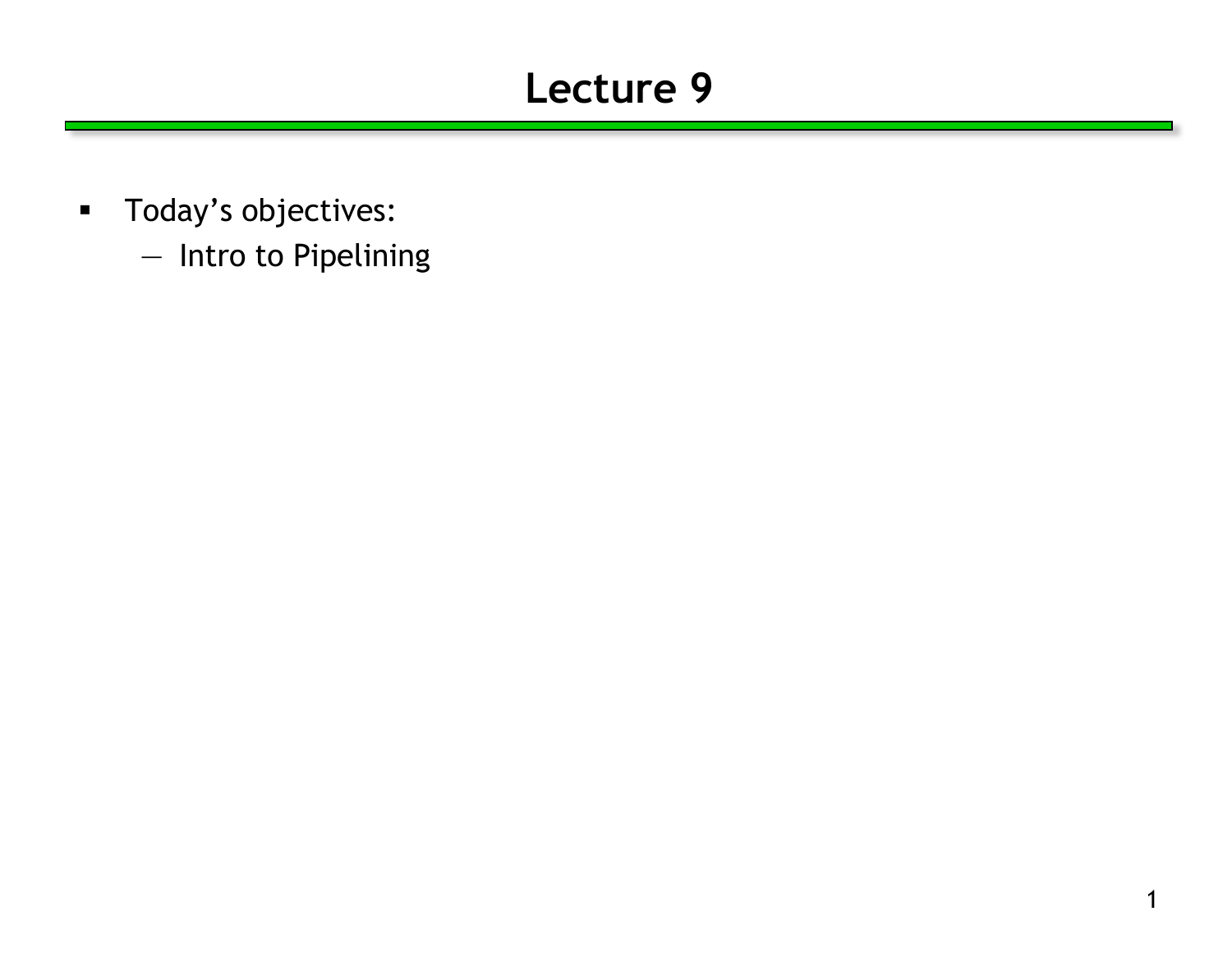# Lecture 9

- Today's objectives:
  - Intro to Pipelining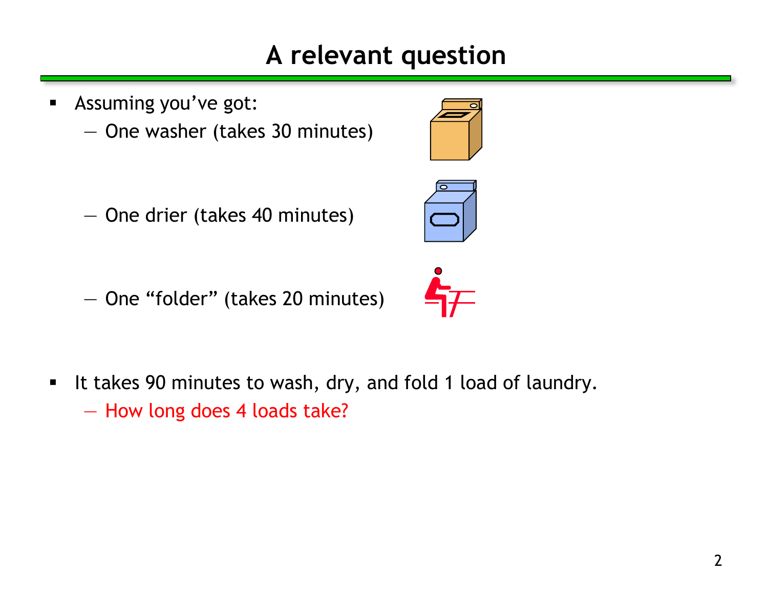# A relevant question

- Assuming you've got:
  - One washer (takes 30 minutes)
  - One drier (takes 40 minutes)
  - One "folder" (takes 20 minutes)
- It takes 90 minutes to wash, dry, and fold 1 load of laundry.
  - How long does 4 loads take?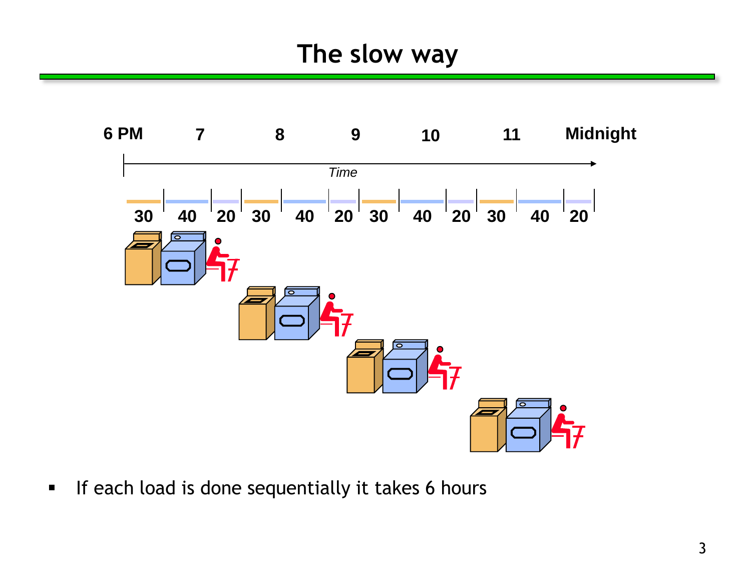# The slow way

6 PM 7 8 9 10 11 Midnight

*Time*

30 40 20 30 40 20 30 40 20 30 40 20

- If each load is done sequentially it takes 6 hours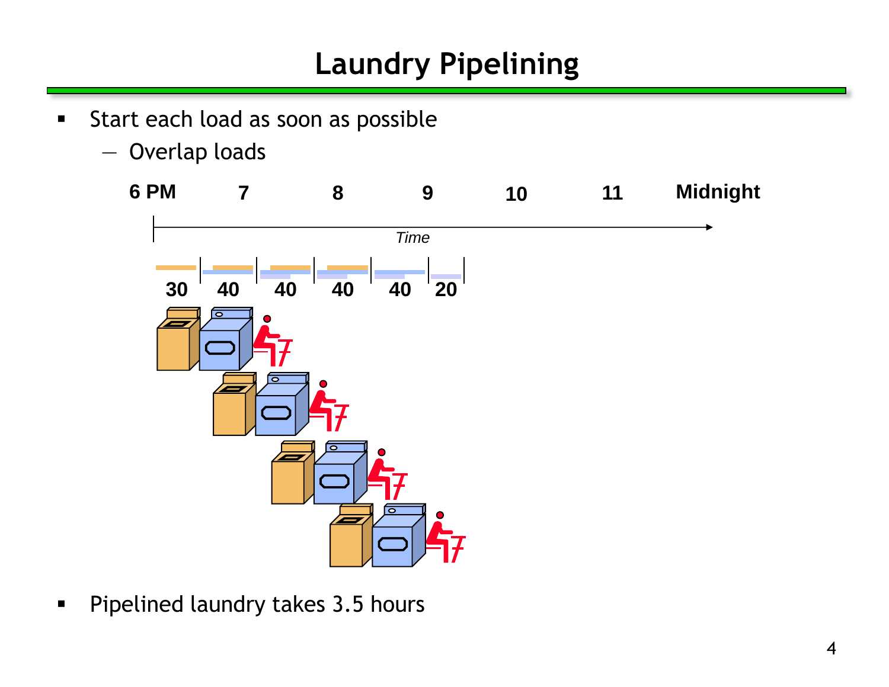# Laundry Pipelining

- Start each load as soon as possible
  - Overlap loads

6 PM   7   8   9   10   11   Midnight

*Time*

30   40   40   40   40   20

- Pipelined laundry takes 3.5 hours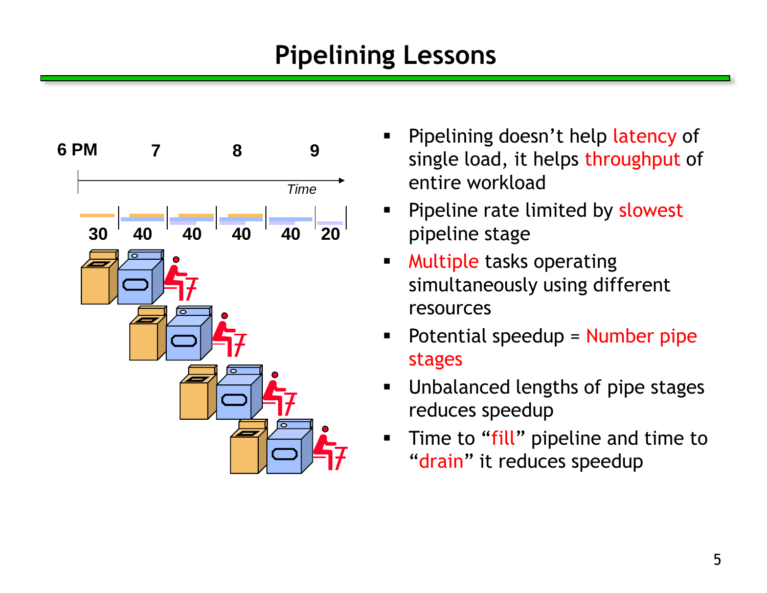# Pipelining Lessons

6 PM 7 8 9

Time

30 40 40 40 40 20

- Pipelining doesn't help latency of single load, it helps throughput of entire workload
- Pipeline rate limited by slowest pipeline stage
- Multiple tasks operating simultaneously using different resources
- Potential speedup = Number pipe stages
- Unbalanced lengths of pipe stages reduces speedup
- Time to "fill" pipeline and time to "drain" it reduces speedup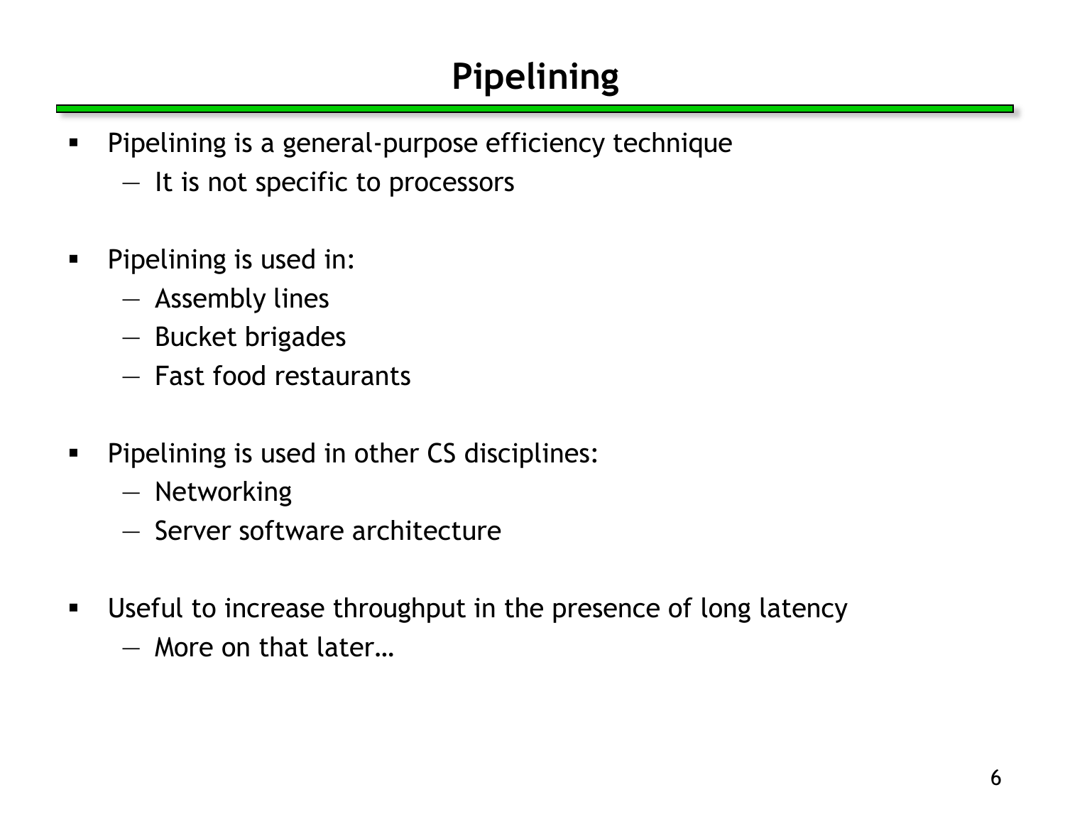# Pipelining

- Pipelining is a general-purpose efficiency technique
  - It is not specific to processors

- Pipelining is used in:
  - Assembly lines
  - Bucket brigades
  - Fast food restaurants

- Pipelining is used in other CS disciplines:
  - Networking
  - Server software architecture

- Useful to increase throughput in the presence of long latency
  - More on that later…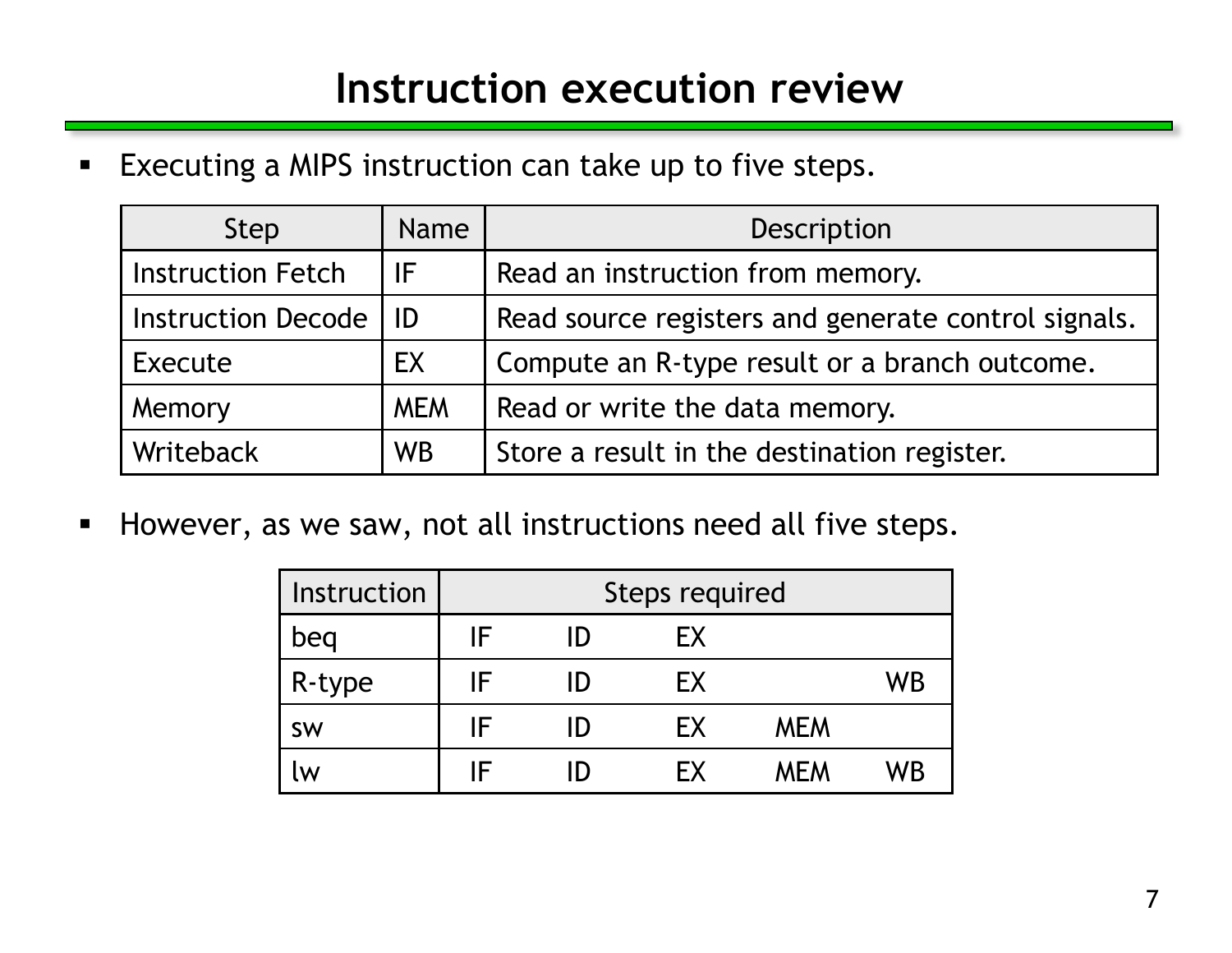# Instruction execution review

- Executing a MIPS instruction can take up to five steps.

| Step | Name | Description |
|---|---|---|
| Instruction Fetch | IF | Read an instruction from memory. |
| Instruction Decode | ID | Read source registers and generate control signals. |
| Execute | EX | Compute an R-type result or a branch outcome. |
| Memory | MEM | Read or write the data memory. |
| Writeback | WB | Store a result in the destination register. |

- However, as we saw, not all instructions need all five steps.

| Instruction | Steps required | | | | |
|---|---|---|---|---|---|
| beq | IF | ID | EX | | |
| R-type | IF | ID | EX | | WB |
| sw | IF | ID | EX | MEM | |
| lw | IF | ID | EX | MEM | WB |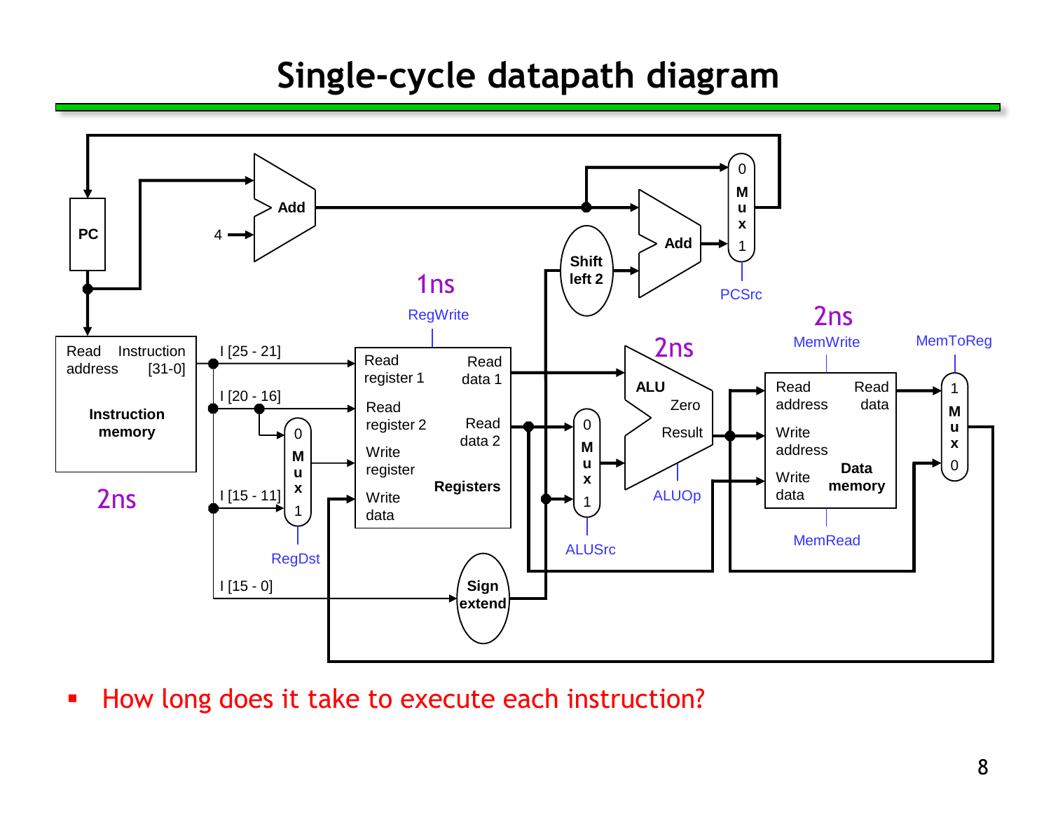# Single-cycle datapath diagram

- How long does it take to execute each instruction?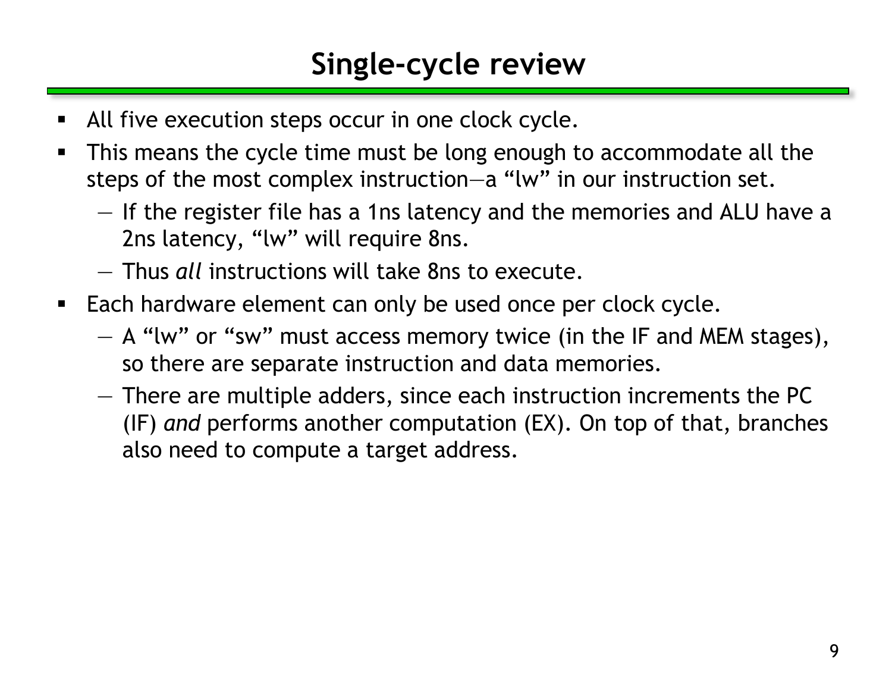# Single-cycle review

- All five execution steps occur in one clock cycle.
- This means the cycle time must be long enough to accommodate all the steps of the most complex instruction—a “lw” in our instruction set.
  - If the register file has a 1ns latency and the memories and ALU have a 2ns latency, “lw” will require 8ns.
  - Thus *all* instructions will take 8ns to execute.
- Each hardware element can only be used once per clock cycle.
  - A “lw” or “sw” must access memory twice (in the IF and MEM stages), so there are separate instruction and data memories.
  - There are multiple adders, since each instruction increments the PC (IF) *and* performs another computation (EX). On top of that, branches also need to compute a target address.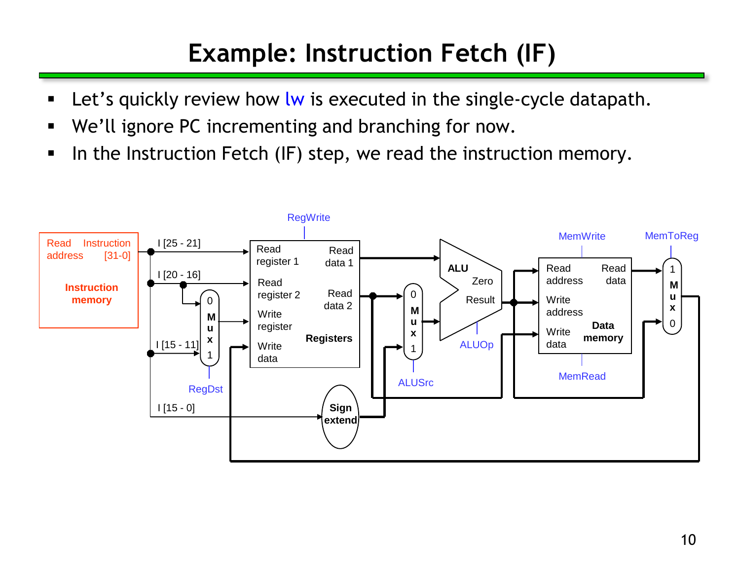# Example: Instruction Fetch (IF)

- Let's quickly review how lw is executed in the single-cycle datapath.
- We'll ignore PC incrementing and branching for now.
- In the Instruction Fetch (IF) step, we read the instruction memory.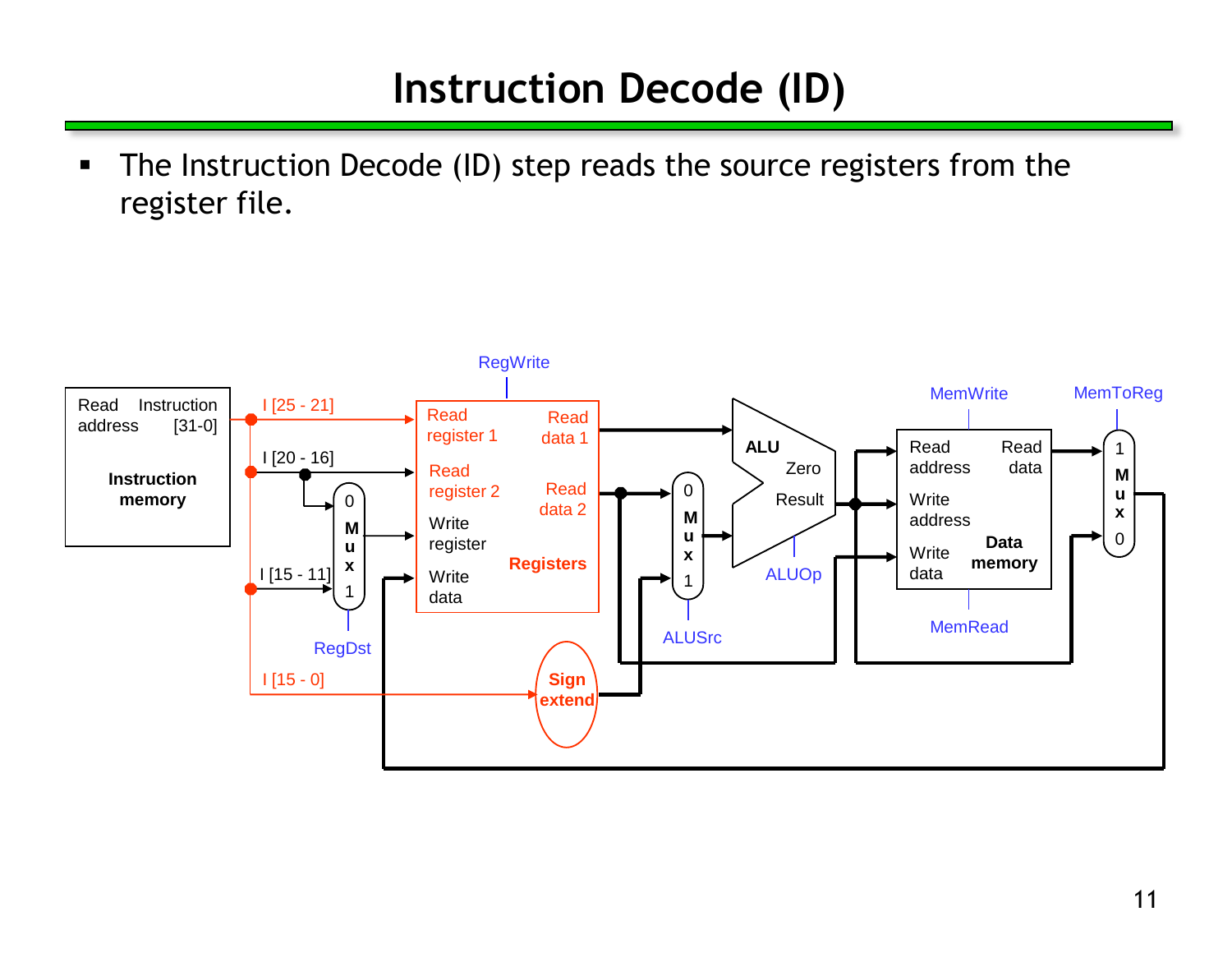# Instruction Decode (ID)

- The Instruction Decode (ID) step reads the source registers from the register file.

Read address | Instruction [31-0] | Instruction memory

I [25 - 21] | I [20 - 16] | I [15 - 11] | I [15 - 0]

RegWrite | Read register 1 | Read data 1 | Read register 2 | Read data 2 | Write register | Write data | Registers

RegDst | Sign extend | ALUSrc | ALU | Zero | Result | ALUOp

MemWrite | Read address | Read data | Write address | Write data | Data memory | MemRead | MemToReg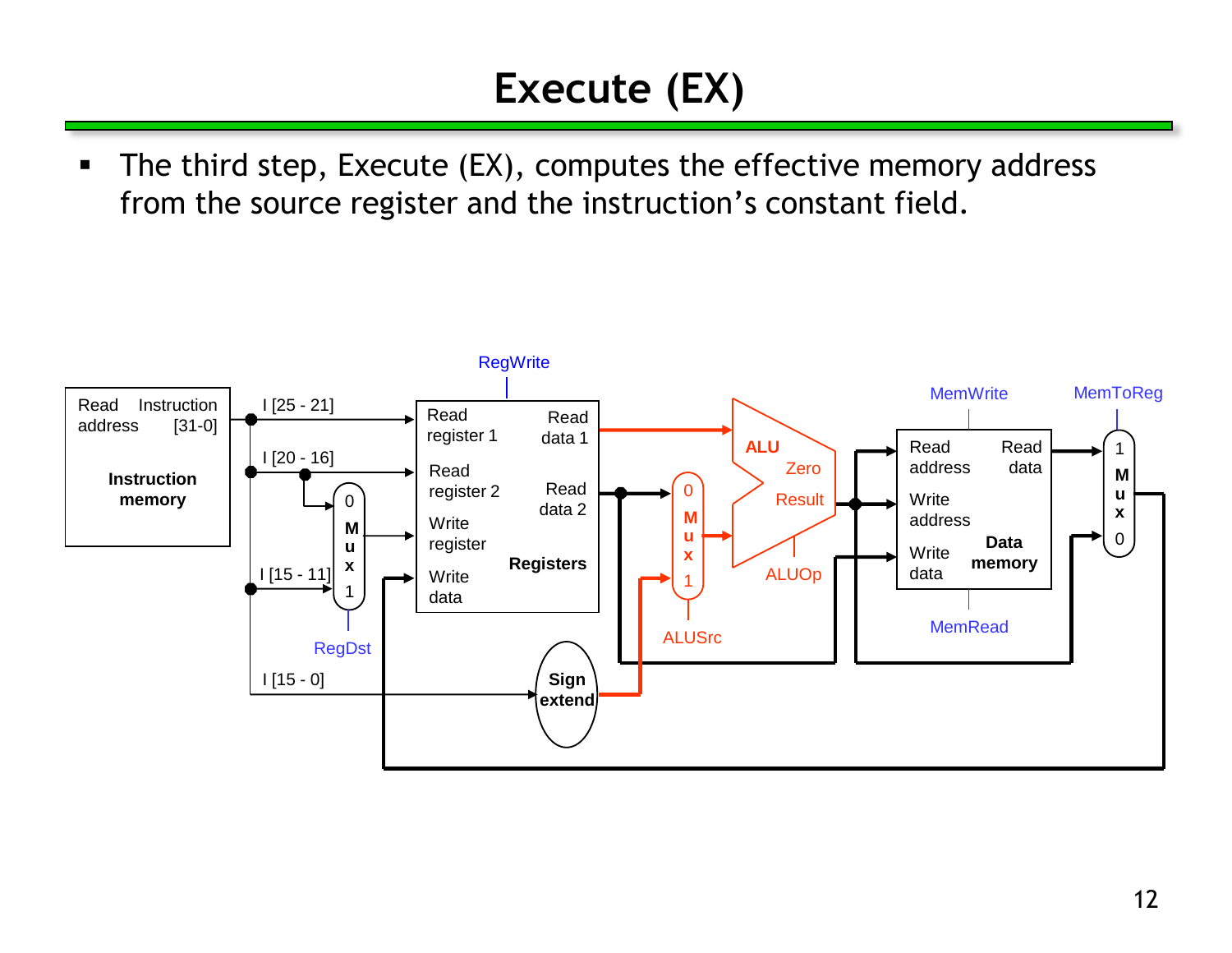# Execute (EX)

- The third step, Execute (EX), computes the effective memory address from the source register and the instruction's constant field.

Read address | Instruction [31-0] | Instruction memory | I [25 - 21] | I [20 - 16] | I [15 - 11] | I [15 - 0] | RegDst | RegWrite | Read register 1 | Read register 2 | Write register | Write data | Read data 1 | Read data 2 | Registers | Sign extend | ALUSrc | ALU | Zero | Result | ALUOp | MemWrite | MemRead | Read address | Write address | Write data | Read data | Data memory | MemToReg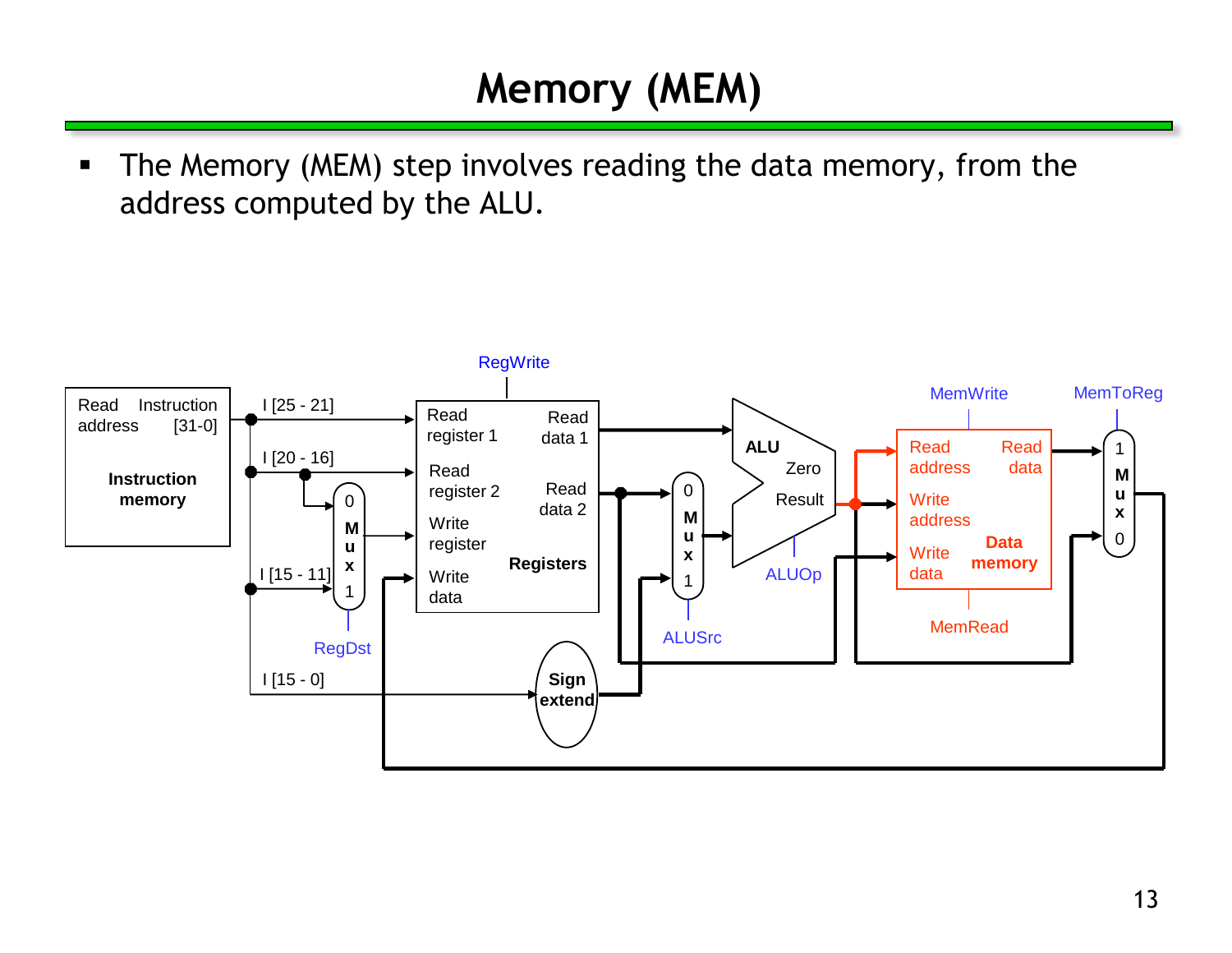# Memory (MEM)

- The Memory (MEM) step involves reading the data memory, from the address computed by the ALU.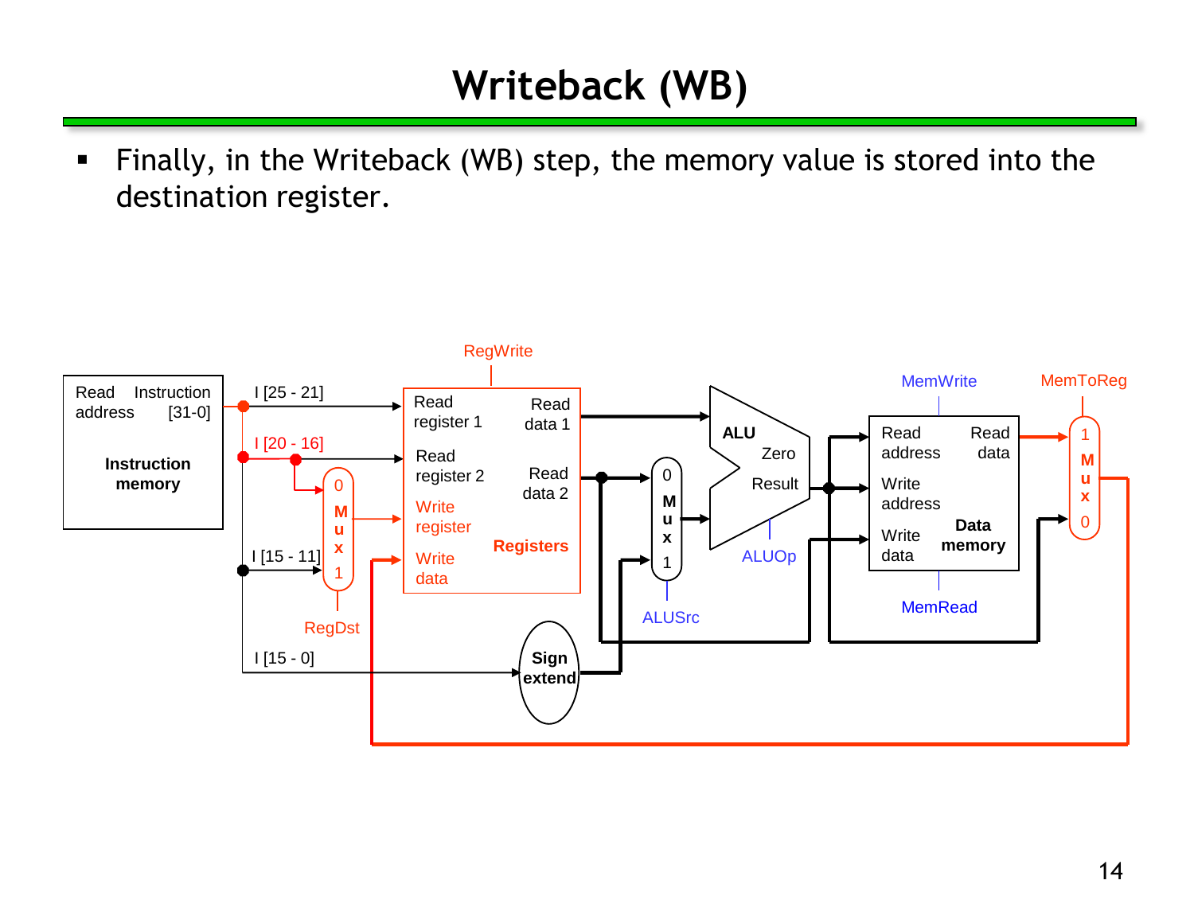# Writeback (WB)

- Finally, in the Writeback (WB) step, the memory value is stored into the destination register.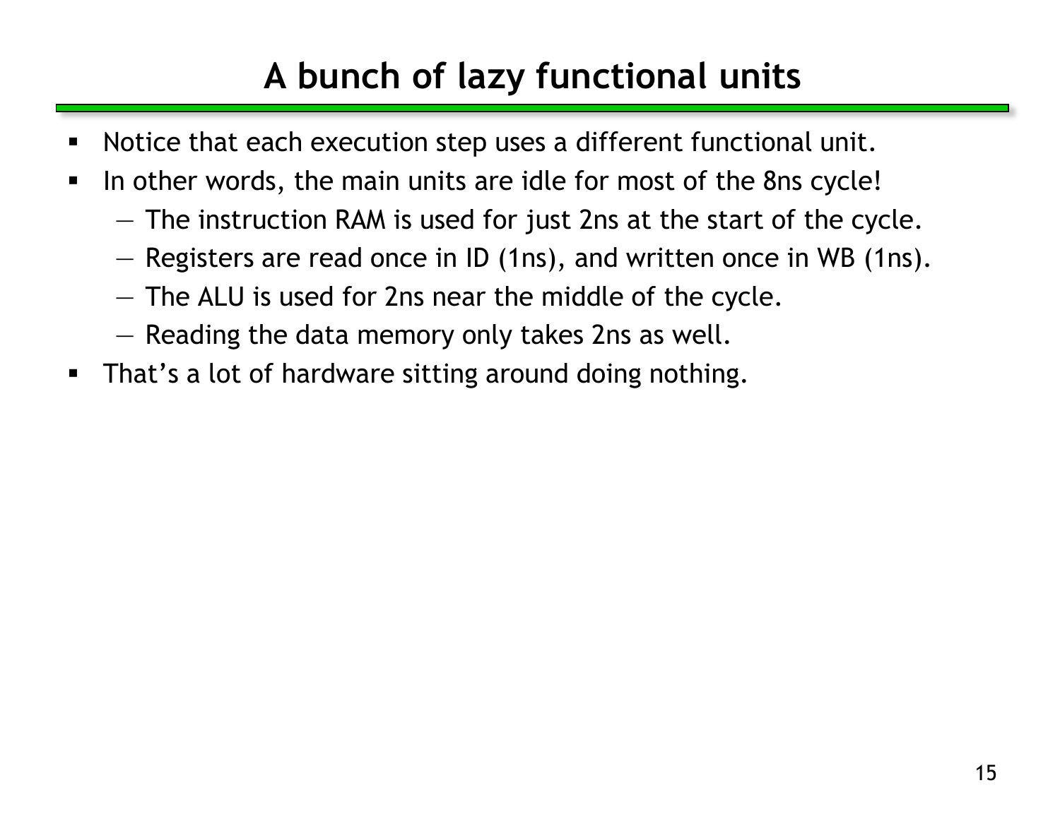# A bunch of lazy functional units

- Notice that each execution step uses a different functional unit.
- In other words, the main units are idle for most of the 8ns cycle!
  - The instruction RAM is used for just 2ns at the start of the cycle.
  - Registers are read once in ID (1ns), and written once in WB (1ns).
  - The ALU is used for 2ns near the middle of the cycle.
  - Reading the data memory only takes 2ns as well.
- That's a lot of hardware sitting around doing nothing.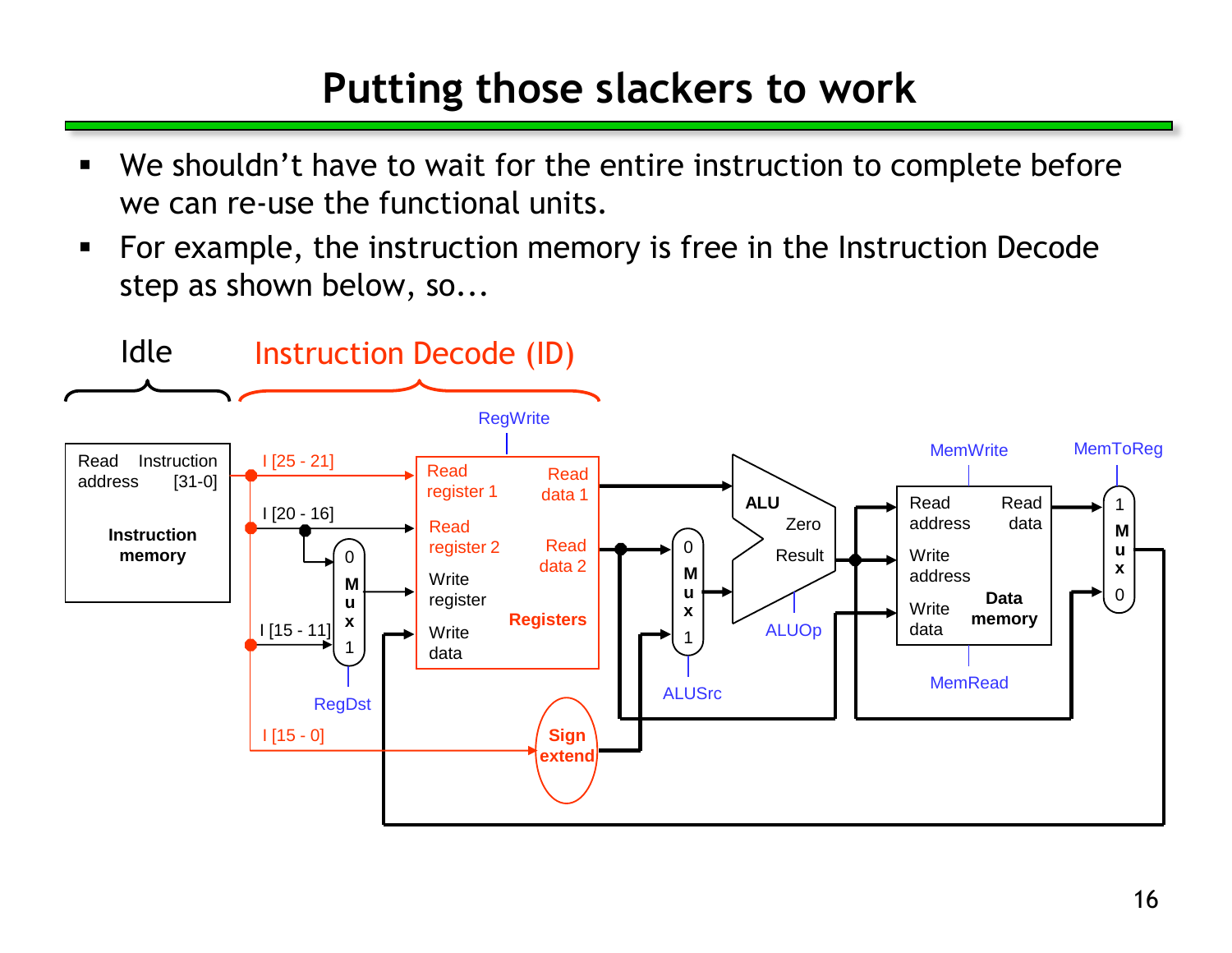# Putting those slackers to work

- We shouldn't have to wait for the entire instruction to complete before we can re-use the functional units.
- For example, the instruction memory is free in the Instruction Decode step as shown below, so...

Idle

Instruction Decode (ID)

Read address | Instruction [31-0] | Instruction memory

I [25 - 21] | I [20 - 16] | I [15 - 11] | I [15 - 0]

RegDst | RegWrite | ALUSrc | ALUOp | MemWrite | MemRead | MemToReg

Read register 1 | Read register 2 | Write register | Write data | Read data 1 | Read data 2 | Registers

Sign extend

ALU | Zero | Result

Read address | Write address | Write data | Read data | Data memory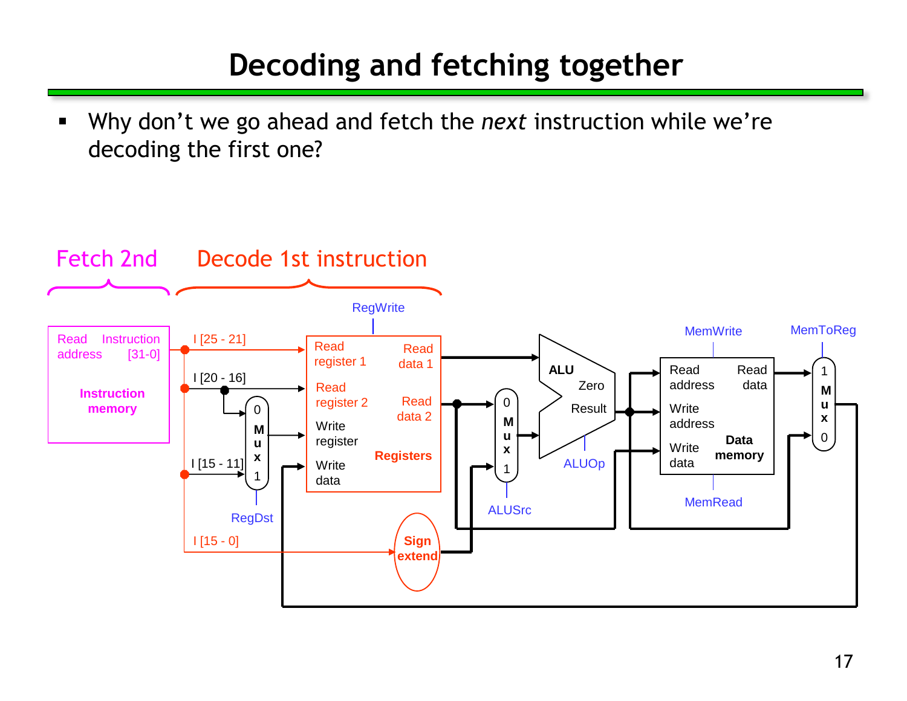# Decoding and fetching together

- Why don't we go ahead and fetch the *next* instruction while we're decoding the first one?

Fetch 2nd | Decode 1st instruction

Read address | Instruction [31-0] | Instruction memory

I [25 - 21] | I [20 - 16] | I [15 - 11] | I [15 - 0]

RegWrite | Read register 1 | Read register 2 | Write register | Write data | Read data 1 | Read data 2 | Registers

0 Mux 1 | RegDst

Sign extend

0 Mux 1 | ALUSrc

ALU | Zero | Result | ALUOp

MemWrite | Read address | Write address | Write data | Read data | Data memory | MemRead

MemToReg | 1 Mux 0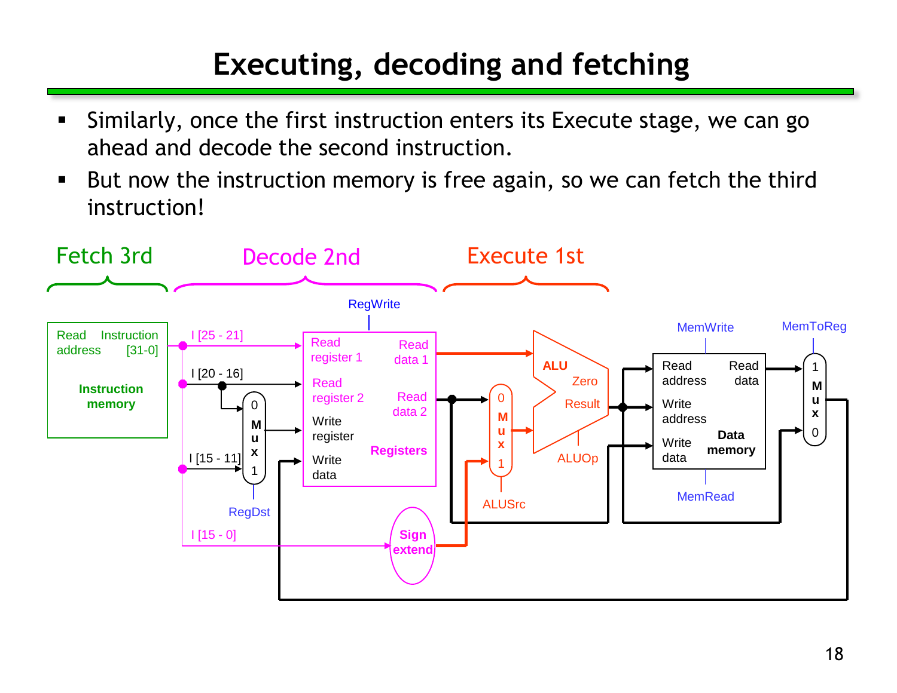# Executing, decoding and fetching

- Similarly, once the first instruction enters its Execute stage, we can go ahead and decode the second instruction.
- But now the instruction memory is free again, so we can fetch the third instruction!

Fetch 3rd    Decode 2nd    Execute 1st

RegWrite, MemWrite, MemToReg, Read address, Instruction [31-0], Instruction memory, I [25 - 21], I [20 - 16], I [15 - 11], I [15 - 0], Read register 1, Read register 2, Write register, Write data, Read data 1, Read data 2, Registers, 0 Mux 1, RegDst, Sign extend, 0 Mux 1, ALUSrc, ALU, Zero, Result, ALUOp, Read address, Write address, Write data, Read data, Data memory, MemRead, 1 Mux 0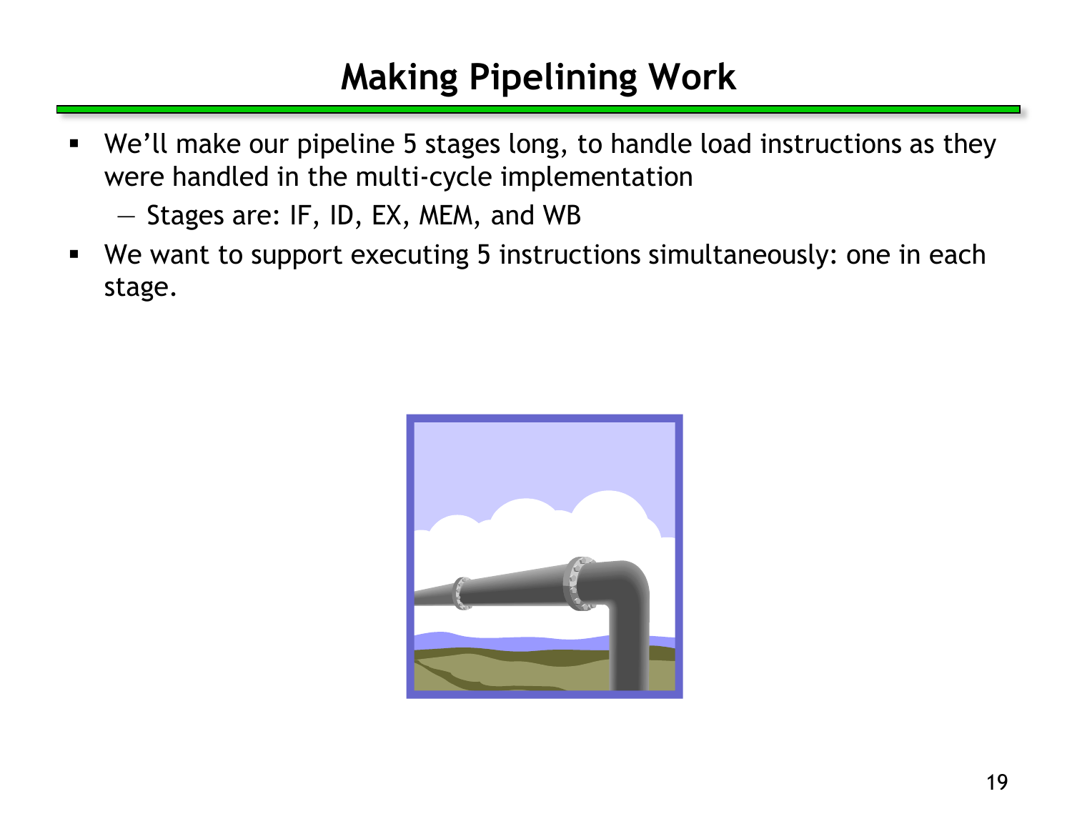# Making Pipelining Work

- We'll make our pipeline 5 stages long, to handle load instructions as they were handled in the multi-cycle implementation
  - Stages are: IF, ID, EX, MEM, and WB
- We want to support executing 5 instructions simultaneously: one in each stage.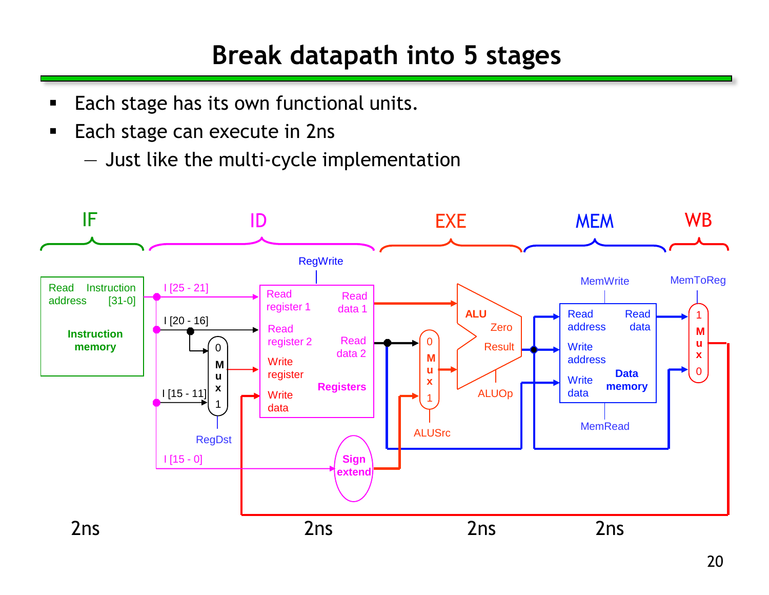# Break datapath into 5 stages

- Each stage has its own functional units.
- Each stage can execute in 2ns
  - Just like the multi-cycle implementation

IF | ID | EXE | MEM | WB

Read address | Instruction [31-0] | Instruction memory

I [25 - 21] | I [20 - 16] | I [15 - 11] | I [15 - 0]

RegWrite | Read register 1 | Read register 2 | Write register | Write data | Read data 1 | Read data 2 | Registers

RegDst | Mux 0 1 | Sign extend

ALU | Zero | Result | ALUOp | Mux 0 1 | ALUSrc

MemWrite | Read address | Write address | Write data | Read data | Data memory | MemRead

MemToReg | Mux 1 0

2ns 2ns 2ns 2ns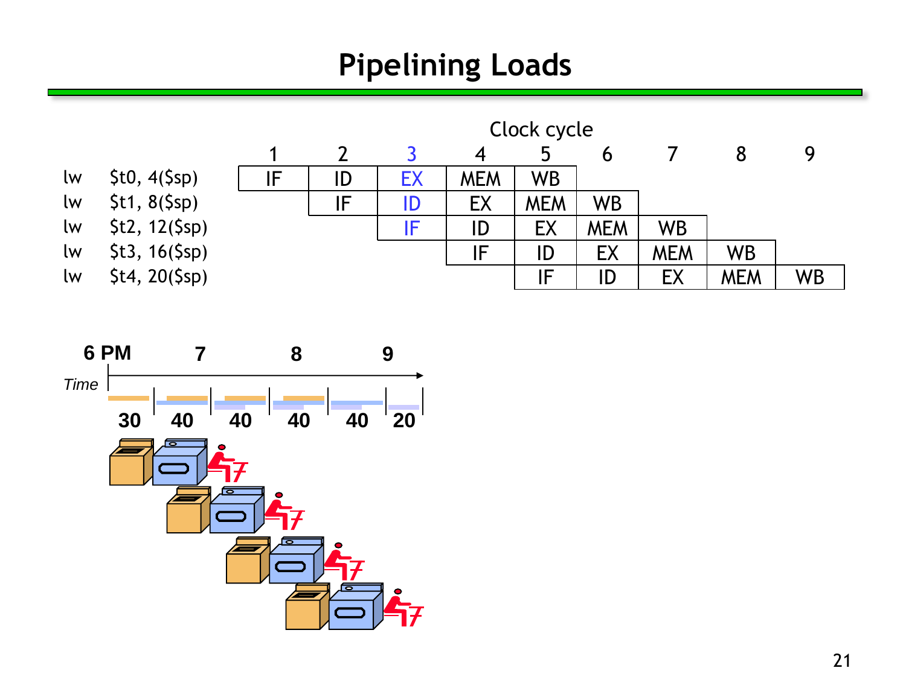# Pipelining Loads

| | Clock cycle | | | | | | | | |
|---|---|---|---|---|---|---|---|---|---|
| | 1 | 2 | 3 | 4 | 5 | 6 | 7 | 8 | 9 |
| lw $t0, 4($sp) | IF | ID | EX | MEM | WB | | | | |
| lw $t1, 8($sp) | | IF | ID | EX | MEM | WB | | | |
| lw $t2, 12($sp) | | | IF | ID | EX | MEM | WB | | |
| lw $t3, 16($sp) | | | | IF | ID | EX | MEM | WB | |
| lw $t4, 20($sp) | | | | | IF | ID | EX | MEM | WB |

6 PM 7 8 9

Time

30 40 40 40 40 20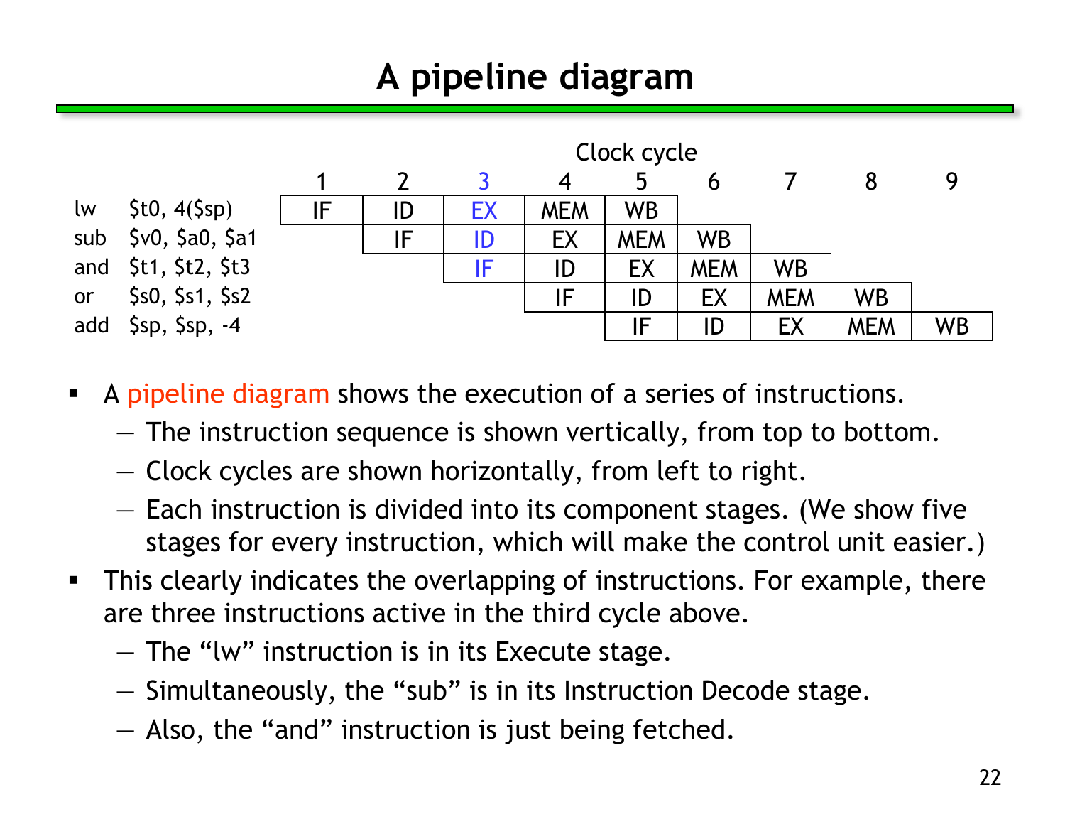# A pipeline diagram

| | Clock cycle | | | | | | | | |
|---|---|---|---|---|---|---|---|---|---|
| | 1 | 2 | 3 | 4 | 5 | 6 | 7 | 8 | 9 |
| lw $t0, 4($sp) | IF | ID | EX | MEM | WB | | | | |
| sub $v0, $a0, $a1 | | IF | ID | EX | MEM | WB | | | |
| and $t1, $t2, $t3 | | | IF | ID | EX | MEM | WB | | |
| or $s0, $s1, $s2 | | | | IF | ID | EX | MEM | WB | |
| add $sp, $sp, -4 | | | | | IF | ID | EX | MEM | WB |

- A pipeline diagram shows the execution of a series of instructions.
  - The instruction sequence is shown vertically, from top to bottom.
  - Clock cycles are shown horizontally, from left to right.
  - Each instruction is divided into its component stages. (We show five stages for every instruction, which will make the control unit easier.)
- This clearly indicates the overlapping of instructions. For example, there are three instructions active in the third cycle above.
  - The “lw” instruction is in its Execute stage.
  - Simultaneously, the “sub” is in its Instruction Decode stage.
  - Also, the “and” instruction is just being fetched.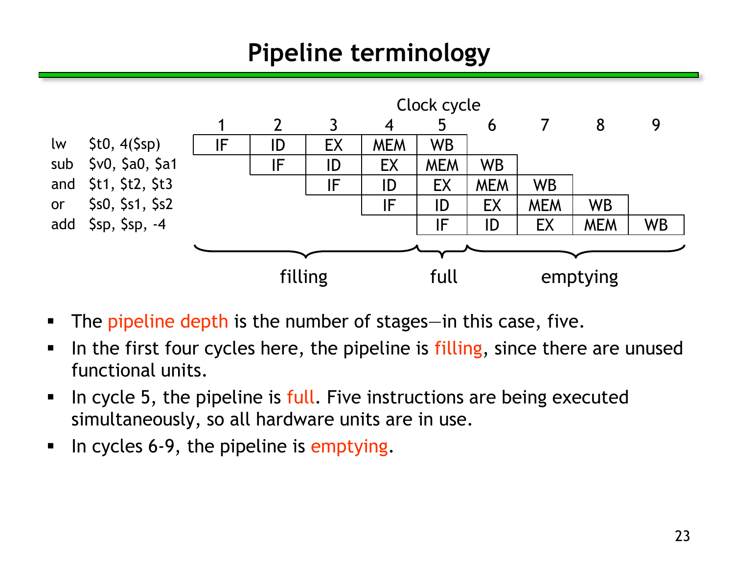# Pipeline terminology

Clock cycle

| | 1 | 2 | 3 | 4 | 5 | 6 | 7 | 8 | 9 |
|---|---|---|---|---|---|---|---|---|---|
| lw $t0, 4($sp) | IF | ID | EX | MEM | WB | | | | |
| sub $v0, $a0, $a1 | | IF | ID | EX | MEM | WB | | | |
| and $t1, $t2, $t3 | | | IF | ID | EX | MEM | WB | | |
| or $s0, $s1, $s2 | | | | IF | ID | EX | MEM | WB | |
| add $sp, $sp, -4 | | | | | IF | ID | EX | MEM | WB |

filling (cycles 1–4) — full (cycle 5) — emptying (cycles 6–9)

- The pipeline depth is the number of stages—in this case, five.
- In the first four cycles here, the pipeline is filling, since there are unused functional units.
- In cycle 5, the pipeline is full. Five instructions are being executed simultaneously, so all hardware units are in use.
- In cycles 6-9, the pipeline is emptying.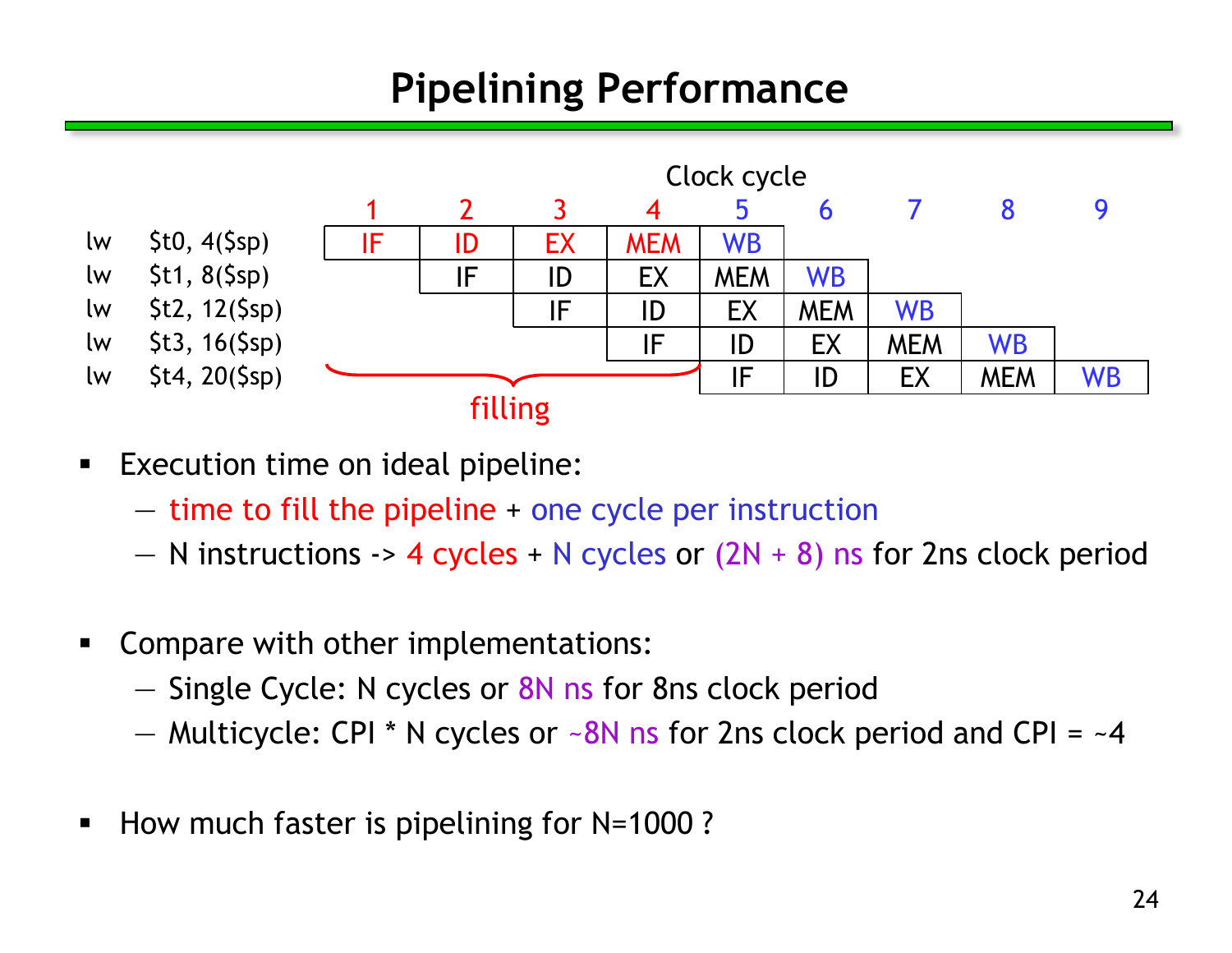# Pipelining Performance

Clock cycle

| | 1 | 2 | 3 | 4 | 5 | 6 | 7 | 8 | 9 |
|---|---|---|---|---|---|---|---|---|---|
| lw $t0, 4($sp) | IF | ID | EX | MEM | WB | | | | |
| lw $t1, 8($sp) | | IF | ID | EX | MEM | WB | | | |
| lw $t2, 12($sp) | | | IF | ID | EX | MEM | WB | | |
| lw $t3, 16($sp) | | | | IF | ID | EX | MEM | WB | |
| lw $t4, 20($sp) | | | | | IF | ID | EX | MEM | WB |

filling (cycles 1–4)

- Execution time on ideal pipeline:
  - time to fill the pipeline + one cycle per instruction
  - N instructions -> 4 cycles + N cycles or (2N + 8) ns for 2ns clock period

- Compare with other implementations:
  - Single Cycle: N cycles or 8N ns for 8ns clock period
  - Multicycle: CPI * N cycles or ~8N ns for 2ns clock period and CPI = ~4

- How much faster is pipelining for N=1000 ?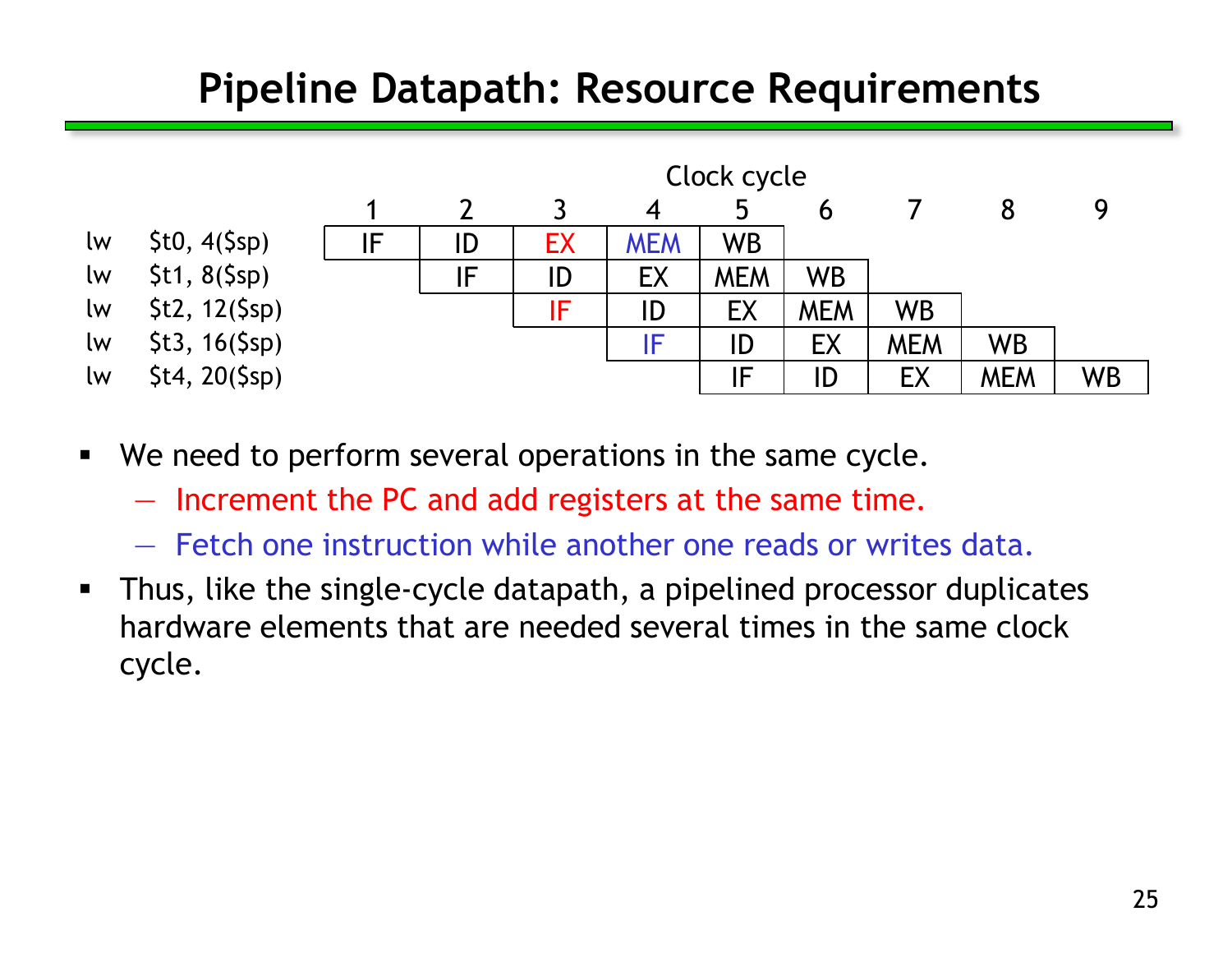# Pipeline Datapath: Resource Requirements

| | Clock cycle | | | | | | | | |
|---|---|---|---|---|---|---|---|---|---|
| | 1 | 2 | 3 | 4 | 5 | 6 | 7 | 8 | 9 |
| lw $t0, 4($sp) | IF | ID | EX | MEM | WB | | | | |
| lw $t1, 8($sp) | | IF | ID | EX | MEM | WB | | | |
| lw $t2, 12($sp) | | | IF | ID | EX | MEM | WB | | |
| lw $t3, 16($sp) | | | | IF | ID | EX | MEM | WB | |
| lw $t4, 20($sp) | | | | | IF | ID | EX | MEM | WB |

- We need to perform several operations in the same cycle.
  - Increment the PC and add registers at the same time.
  - Fetch one instruction while another one reads or writes data.
- Thus, like the single-cycle datapath, a pipelined processor duplicates hardware elements that are needed several times in the same clock cycle.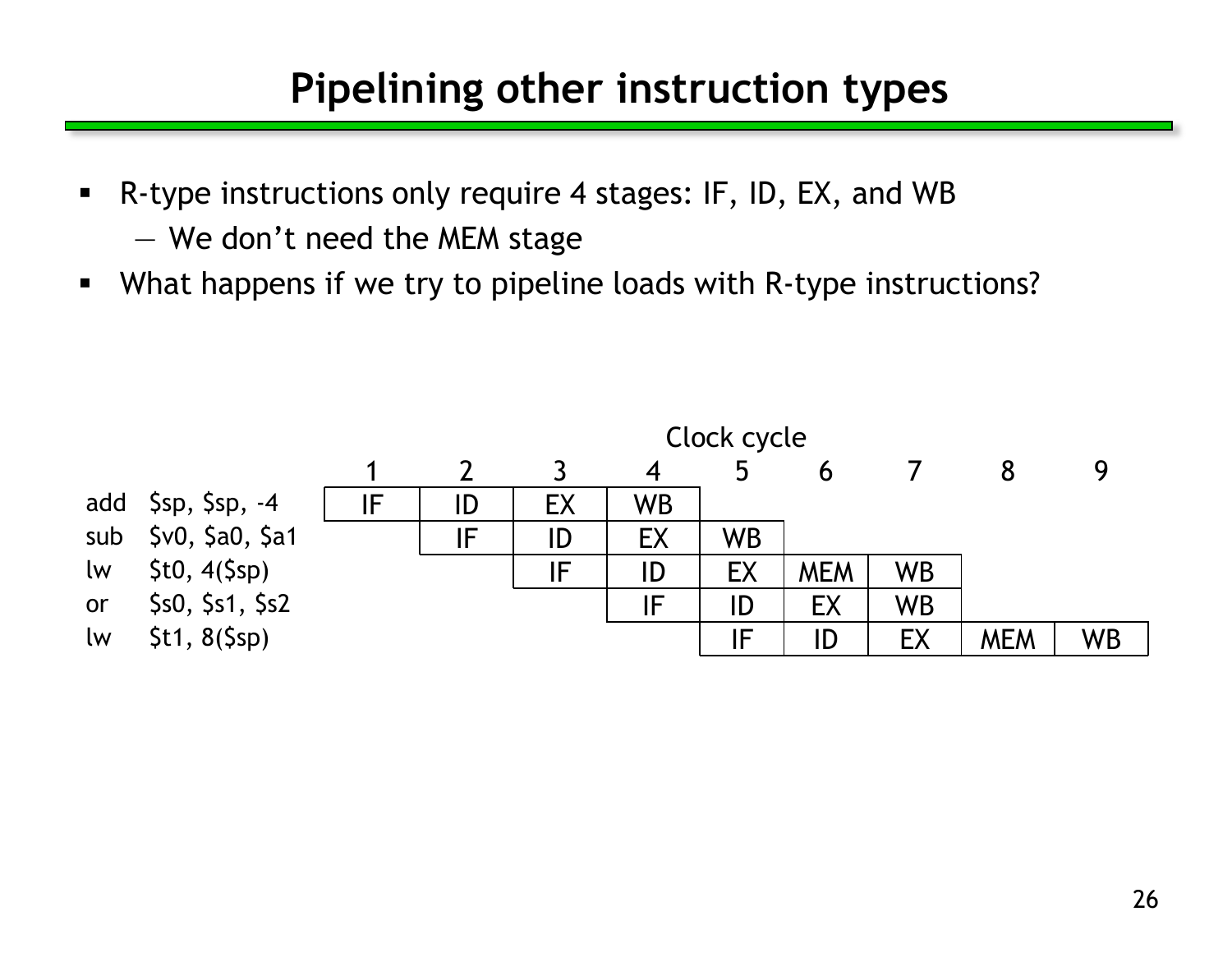# Pipelining other instruction types

- R-type instructions only require 4 stages: IF, ID, EX, and WB
  - We don't need the MEM stage
- What happens if we try to pipeline loads with R-type instructions?

| | Clock cycle | | | | | | | | |
|---|---|---|---|---|---|---|---|---|---|
| | 1 | 2 | 3 | 4 | 5 | 6 | 7 | 8 | 9 |
| add $sp, $sp, -4 | IF | ID | EX | WB | | | | | |
| sub $v0, $a0, $a1 | | IF | ID | EX | WB | | | | |
| lw $t0, 4($sp) | | | IF | ID | EX | MEM | WB | | |
| or $s0, $s1, $s2 | | | | IF | ID | EX | WB | | |
| lw $t1, 8($sp) | | | | | IF | ID | EX | MEM | WB |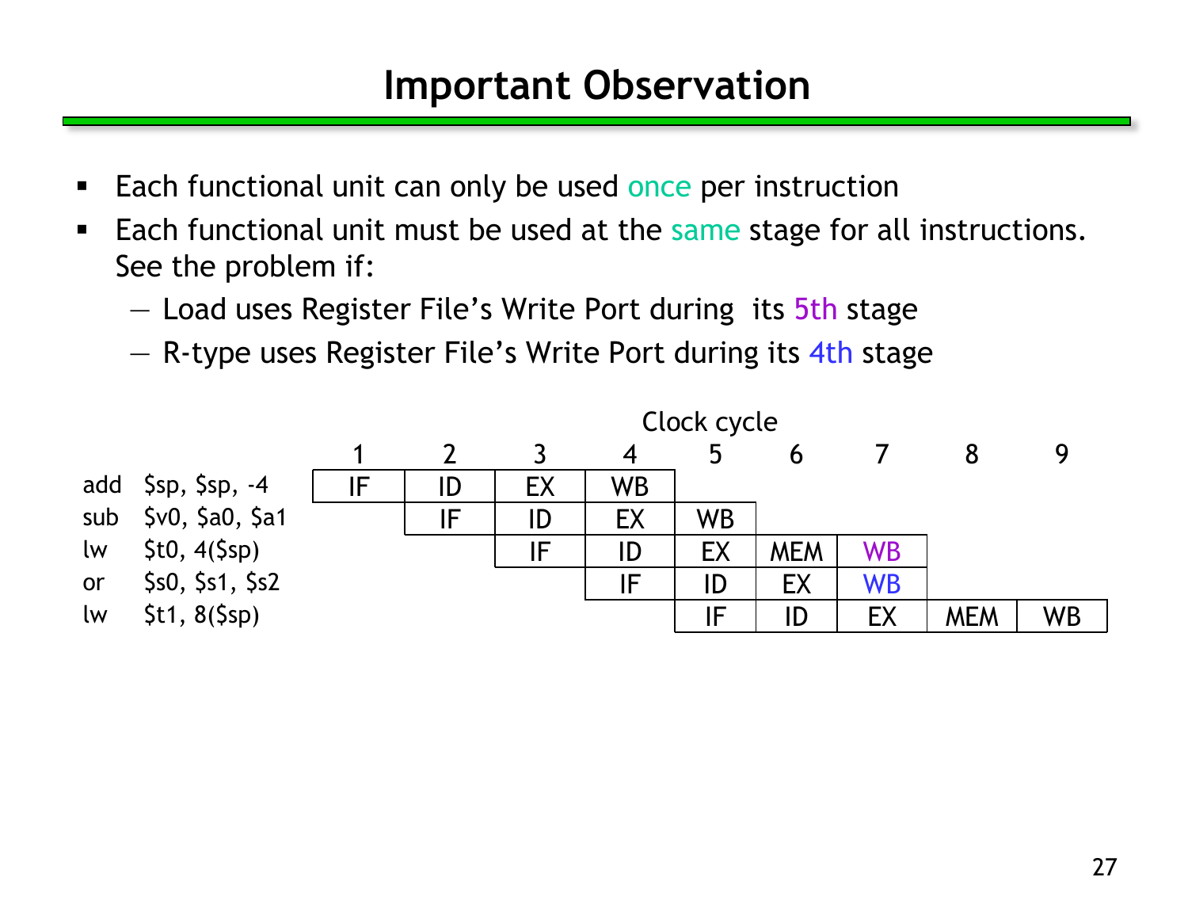# Important Observation

- Each functional unit can only be used once per instruction
- Each functional unit must be used at the same stage for all instructions. See the problem if:
  - Load uses Register File's Write Port during its 5th stage
  - R-type uses Register File's Write Port during its 4th stage

| | Clock cycle 1 | 2 | 3 | 4 | 5 | 6 | 7 | 8 | 9 |
|---|---|---|---|---|---|---|---|---|---|
| add $sp, $sp, -4 | IF | ID | EX | WB | | | | | |
| sub $v0, $a0, $a1 | | IF | ID | EX | WB | | | | |
| lw $t0, 4($sp) | | | IF | ID | EX | MEM | WB | | |
| or $s0, $s1, $s2 | | | | IF | ID | EX | WB | | |
| lw $t1, 8($sp) | | | | | IF | ID | EX | MEM | WB |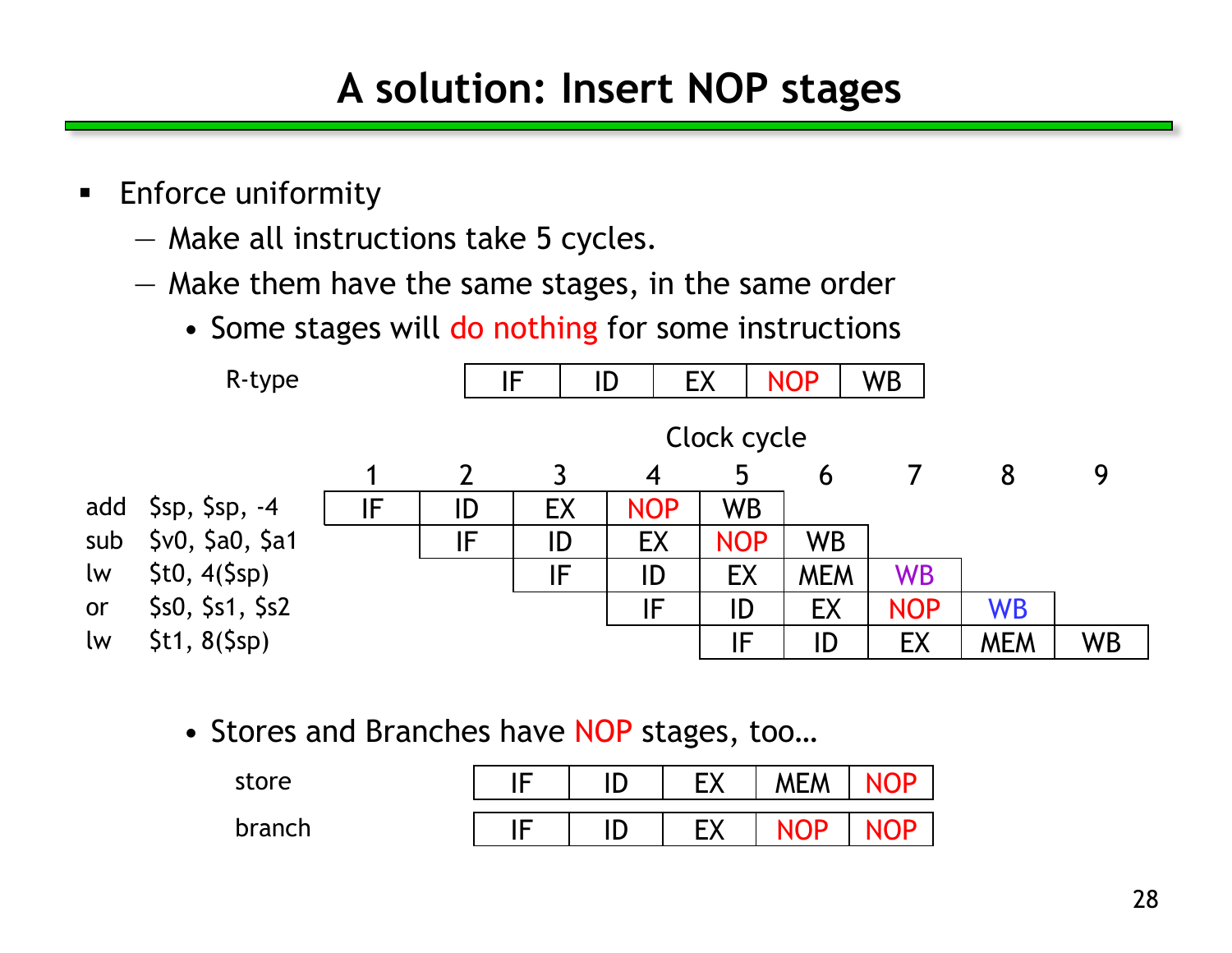# A solution: Insert NOP stages

- Enforce uniformity
  - Make all instructions take 5 cycles.
  - Make them have the same stages, in the same order
    - Some stages will do nothing for some instructions

| R-type | IF | ID | EX | NOP | WB |
|---|---|---|---|---|---|

Clock cycle

| | 1 | 2 | 3 | 4 | 5 | 6 | 7 | 8 | 9 |
|---|---|---|---|---|---|---|---|---|---|
| add $sp, $sp, -4 | IF | ID | EX | NOP | WB | | | | |
| sub $v0, $a0, $a1 | | IF | ID | EX | NOP | WB | | | |
| lw $t0, 4($sp) | | | IF | ID | EX | MEM | WB | | |
| or $s0, $s1, $s2 | | | | IF | ID | EX | NOP | WB | |
| lw $t1, 8($sp) | | | | | IF | ID | EX | MEM | WB |

- Stores and Branches have NOP stages, too…

| | | | | | |
|---|---|---|---|---|---|
| store | IF | ID | EX | MEM | NOP |
| branch | IF | ID | EX | NOP | NOP |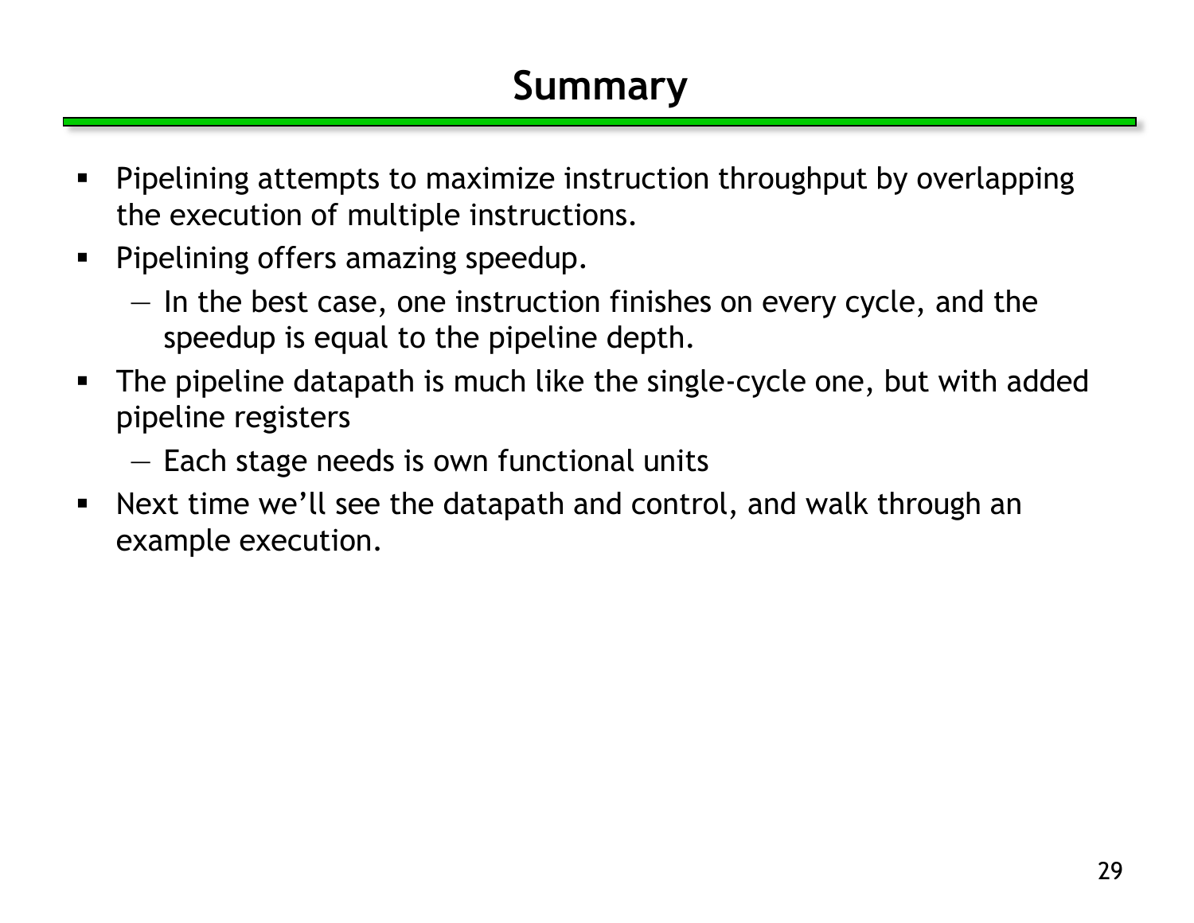# Summary

- Pipelining attempts to maximize instruction throughput by overlapping the execution of multiple instructions.
- Pipelining offers amazing speedup.
  - In the best case, one instruction finishes on every cycle, and the speedup is equal to the pipeline depth.
- The pipeline datapath is much like the single-cycle one, but with added pipeline registers
  - Each stage needs is own functional units
- Next time we'll see the datapath and control, and walk through an example execution.